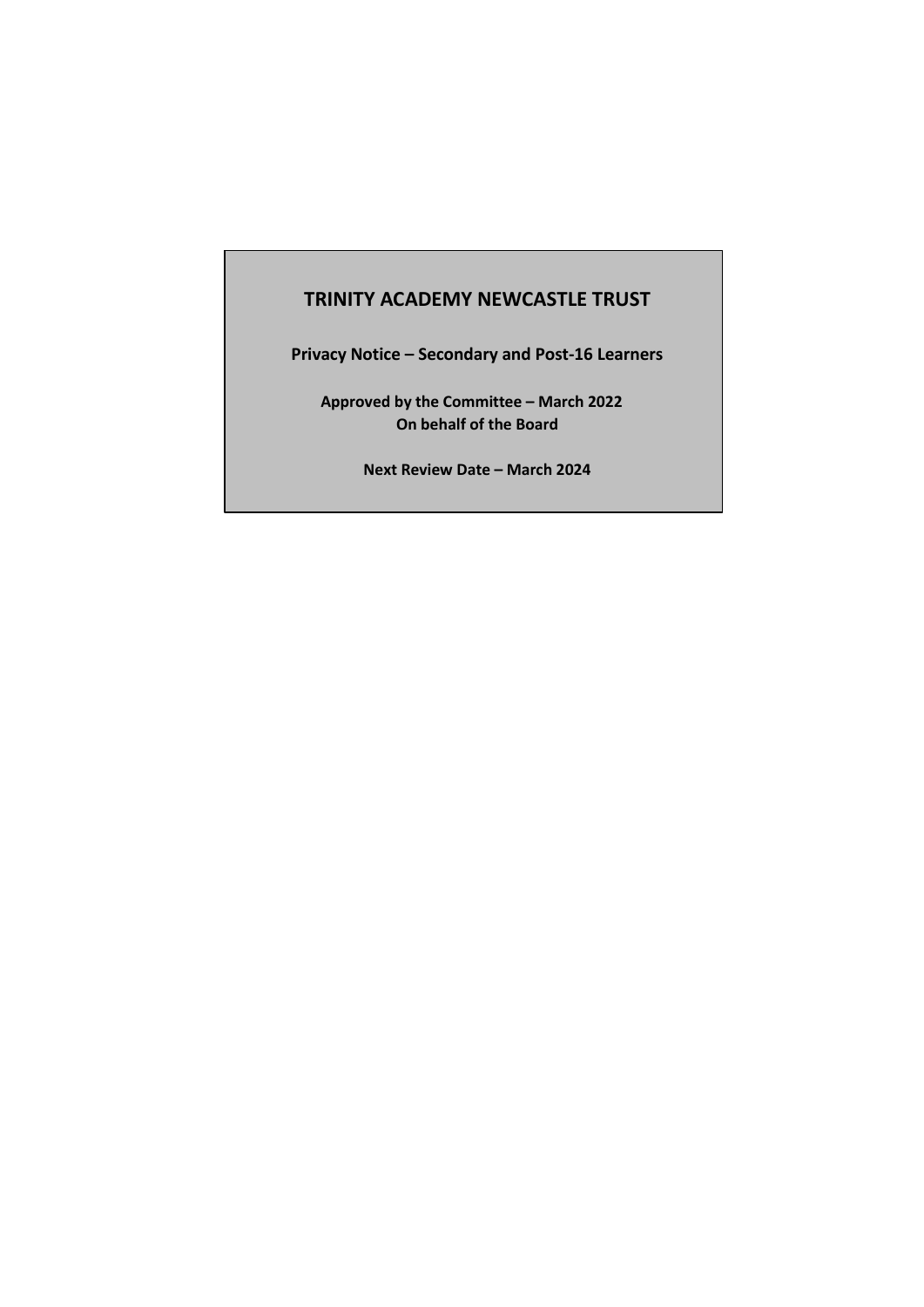# TRINITY ACADEMY NEWCASTLE TRUST

**Privacy Notice – Secondary and Post-16 Learners**

**Approved by the Committee – March 2022**
**On behalf of the Board**

**Next Review Date – March 2024**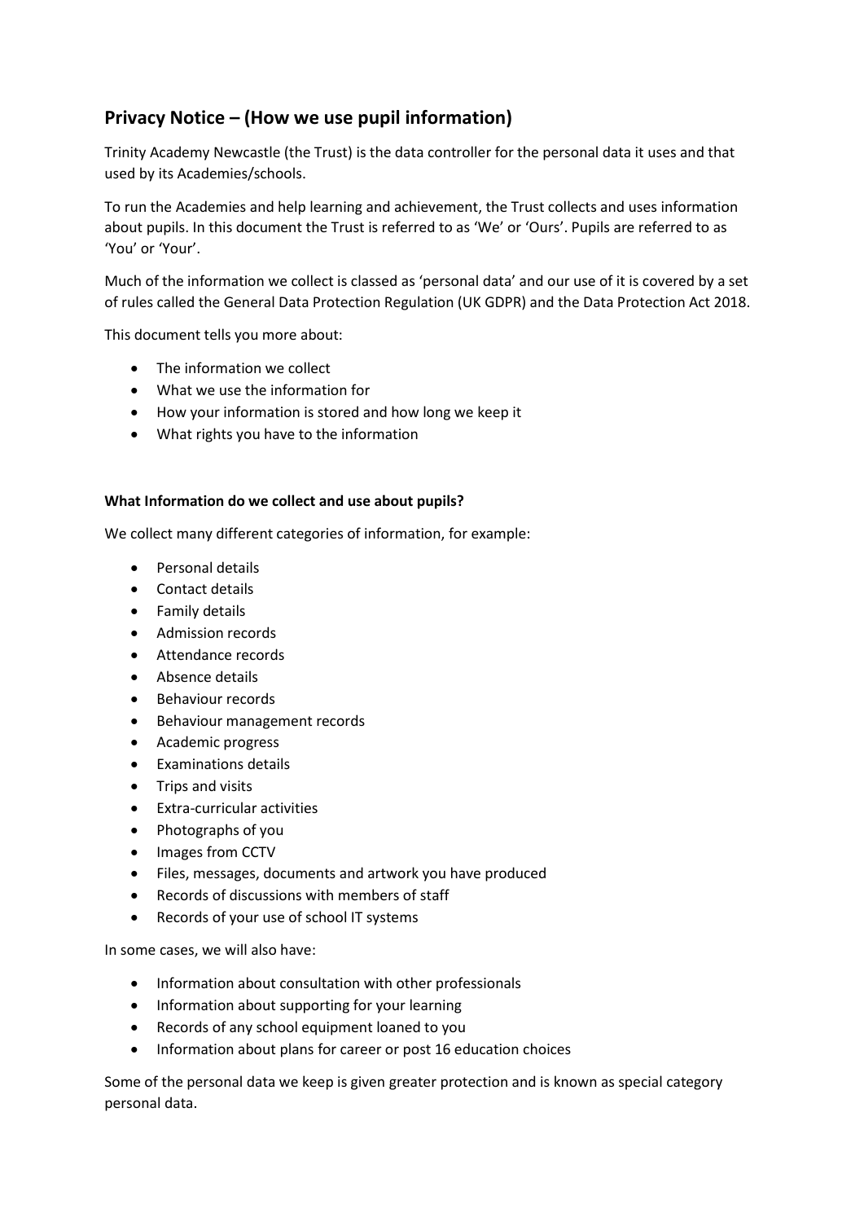## Privacy Notice – (How we use pupil information)

Trinity Academy Newcastle (the Trust) is the data controller for the personal data it uses and that used by its Academies/schools.

To run the Academies and help learning and achievement, the Trust collects and uses information about pupils. In this document the Trust is referred to as 'We' or 'Ours'. Pupils are referred to as 'You' or 'Your'.

Much of the information we collect is classed as 'personal data' and our use of it is covered by a set of rules called the General Data Protection Regulation (UK GDPR) and the Data Protection Act 2018.

This document tells you more about:

- The information we collect
- What we use the information for
- How your information is stored and how long we keep it
- What rights you have to the information

**What Information do we collect and use about pupils?**

We collect many different categories of information, for example:

- Personal details
- Contact details
- Family details
- Admission records
- Attendance records
- Absence details
- Behaviour records
- Behaviour management records
- Academic progress
- Examinations details
- Trips and visits
- Extra-curricular activities
- Photographs of you
- Images from CCTV
- Files, messages, documents and artwork you have produced
- Records of discussions with members of staff
- Records of your use of school IT systems

In some cases, we will also have:

- Information about consultation with other professionals
- Information about supporting for your learning
- Records of any school equipment loaned to you
- Information about plans for career or post 16 education choices

Some of the personal data we keep is given greater protection and is known as special category personal data.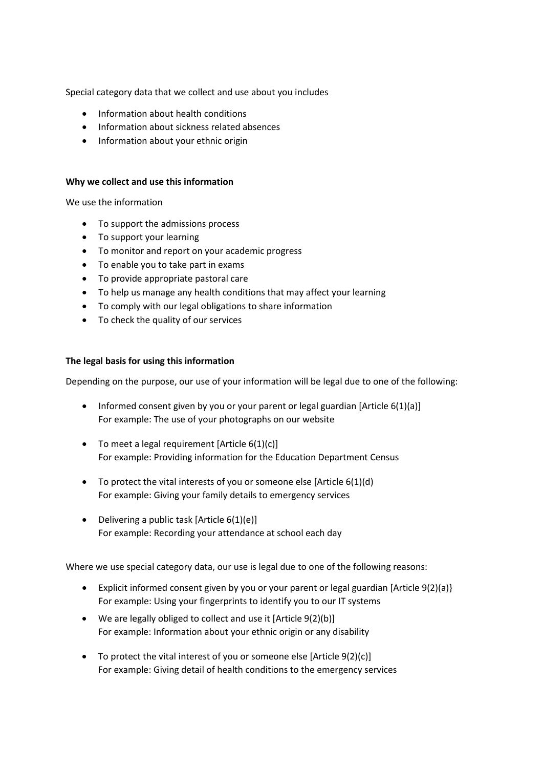Special category data that we collect and use about you includes

- Information about health conditions
- Information about sickness related absences
- Information about your ethnic origin

**Why we collect and use this information**

We use the information

- To support the admissions process
- To support your learning
- To monitor and report on your academic progress
- To enable you to take part in exams
- To provide appropriate pastoral care
- To help us manage any health conditions that may affect your learning
- To comply with our legal obligations to share information
- To check the quality of our services

**The legal basis for using this information**

Depending on the purpose, our use of your information will be legal due to one of the following:

- Informed consent given by you or your parent or legal guardian [Article 6(1)(a)]
  For example: The use of your photographs on our website

- To meet a legal requirement [Article 6(1)(c)]
  For example: Providing information for the Education Department Census

- To protect the vital interests of you or someone else [Article 6(1)(d)
  For example: Giving your family details to emergency services

- Delivering a public task [Article 6(1)(e)]
  For example: Recording your attendance at school each day

Where we use special category data, our use is legal due to one of the following reasons:

- Explicit informed consent given by you or your parent or legal guardian [Article 9(2)(a)}
  For example: Using your fingerprints to identify you to our IT systems
- We are legally obliged to collect and use it [Article 9(2)(b)]
  For example: Information about your ethnic origin or any disability
- To protect the vital interest of you or someone else [Article 9(2)(c)]
  For example: Giving detail of health conditions to the emergency services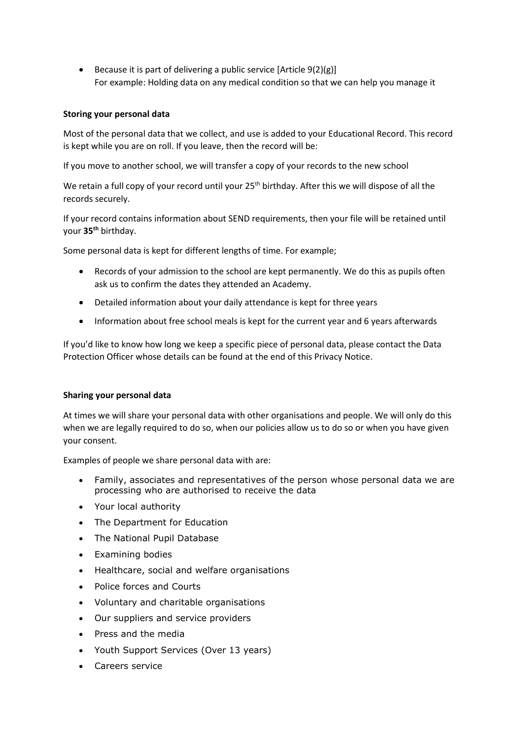- Because it is part of delivering a public service [Article 9(2)(g)]
  For example: Holding data on any medical condition so that we can help you manage it

**Storing your personal data**

Most of the personal data that we collect, and use is added to your Educational Record. This record is kept while you are on roll. If you leave, then the record will be:

If you move to another school, we will transfer a copy of your records to the new school

We retain a full copy of your record until your 25th birthday. After this we will dispose of all the records securely.

If your record contains information about SEND requirements, then your file will be retained until your **35th** birthday.

Some personal data is kept for different lengths of time. For example;

- Records of your admission to the school are kept permanently. We do this as pupils often ask us to confirm the dates they attended an Academy.
- Detailed information about your daily attendance is kept for three years
- Information about free school meals is kept for the current year and 6 years afterwards

If you'd like to know how long we keep a specific piece of personal data, please contact the Data Protection Officer whose details can be found at the end of this Privacy Notice.

**Sharing your personal data**

At times we will share your personal data with other organisations and people. We will only do this when we are legally required to do so, when our policies allow us to do so or when you have given your consent.

Examples of people we share personal data with are:

- Family, associates and representatives of the person whose personal data we are processing who are authorised to receive the data
- Your local authority
- The Department for Education
- The National Pupil Database
- Examining bodies
- Healthcare, social and welfare organisations
- Police forces and Courts
- Voluntary and charitable organisations
- Our suppliers and service providers
- Press and the media
- Youth Support Services (Over 13 years)
- Careers service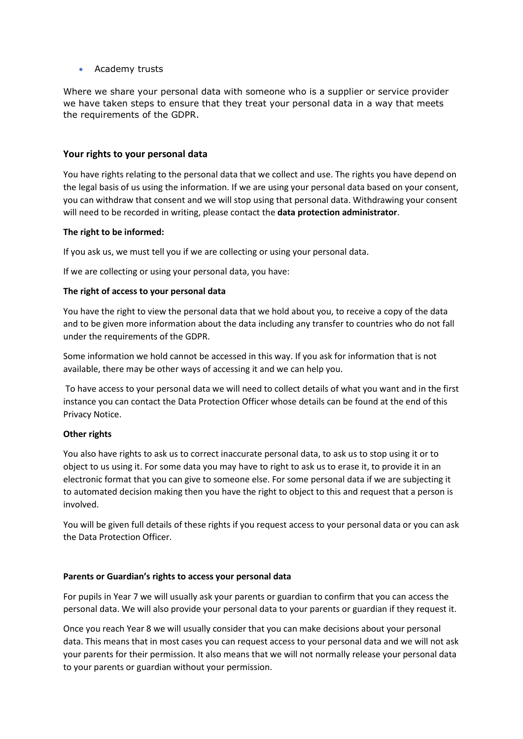- Academy trusts

Where we share your personal data with someone who is a supplier or service provider we have taken steps to ensure that they treat your personal data in a way that meets the requirements of the GDPR.

### Your rights to your personal data

You have rights relating to the personal data that we collect and use. The rights you have depend on the legal basis of us using the information. If we are using your personal data based on your consent, you can withdraw that consent and we will stop using that personal data. Withdrawing your consent will need to be recorded in writing, please contact the **data protection administrator**.

**The right to be informed:**

If you ask us, we must tell you if we are collecting or using your personal data.

If we are collecting or using your personal data, you have:

**The right of access to your personal data**

You have the right to view the personal data that we hold about you, to receive a copy of the data and to be given more information about the data including any transfer to countries who do not fall under the requirements of the GDPR.

Some information we hold cannot be accessed in this way. If you ask for information that is not available, there may be other ways of accessing it and we can help you.

To have access to your personal data we will need to collect details of what you want and in the first instance you can contact the Data Protection Officer whose details can be found at the end of this Privacy Notice.

**Other rights**

You also have rights to ask us to correct inaccurate personal data, to ask us to stop using it or to object to us using it. For some data you may have to right to ask us to erase it, to provide it in an electronic format that you can give to someone else. For some personal data if we are subjecting it to automated decision making then you have the right to object to this and request that a person is involved.

You will be given full details of these rights if you request access to your personal data or you can ask the Data Protection Officer.

**Parents or Guardian's rights to access your personal data**

For pupils in Year 7 we will usually ask your parents or guardian to confirm that you can access the personal data. We will also provide your personal data to your parents or guardian if they request it.

Once you reach Year 8 we will usually consider that you can make decisions about your personal data. This means that in most cases you can request access to your personal data and we will not ask your parents for their permission. It also means that we will not normally release your personal data to your parents or guardian without your permission.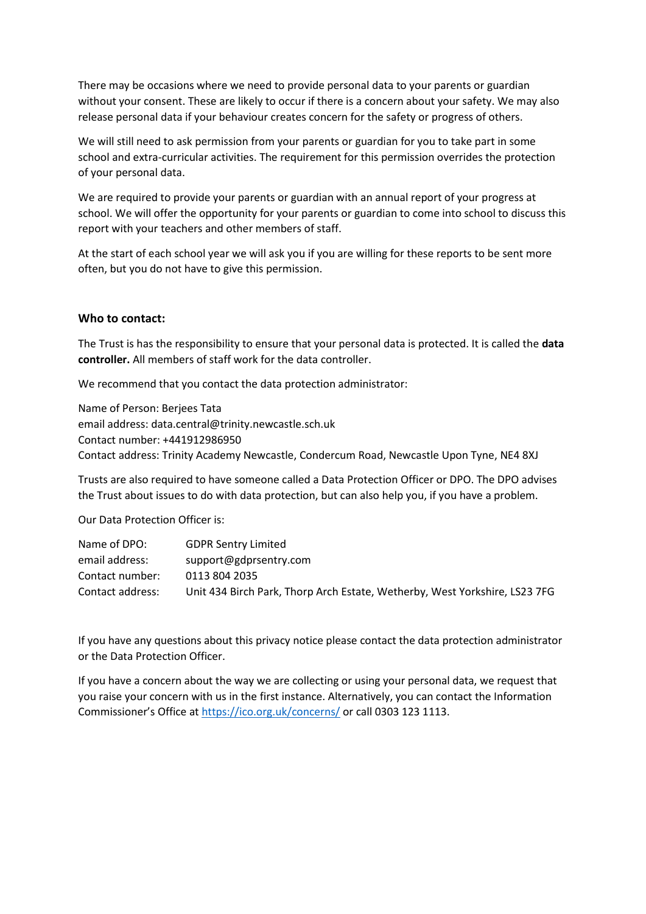There may be occasions where we need to provide personal data to your parents or guardian without your consent. These are likely to occur if there is a concern about your safety. We may also release personal data if your behaviour creates concern for the safety or progress of others.

We will still need to ask permission from your parents or guardian for you to take part in some school and extra-curricular activities. The requirement for this permission overrides the protection of your personal data.

We are required to provide your parents or guardian with an annual report of your progress at school. We will offer the opportunity for your parents or guardian to come into school to discuss this report with your teachers and other members of staff.

At the start of each school year we will ask you if you are willing for these reports to be sent more often, but you do not have to give this permission.

### Who to contact:

The Trust is has the responsibility to ensure that your personal data is protected. It is called the **data controller.** All members of staff work for the data controller.

We recommend that you contact the data protection administrator:

Name of Person: Berjees Tata
email address: data.central@trinity.newcastle.sch.uk
Contact number: +441912986950
Contact address: Trinity Academy Newcastle, Condercum Road, Newcastle Upon Tyne, NE4 8XJ

Trusts are also required to have someone called a Data Protection Officer or DPO. The DPO advises the Trust about issues to do with data protection, but can also help you, if you have a problem.

Our Data Protection Officer is:

| | |
|---|---|
| Name of DPO: | GDPR Sentry Limited |
| email address: | support@gdprsentry.com |
| Contact number: | 0113 804 2035 |
| Contact address: | Unit 434 Birch Park, Thorp Arch Estate, Wetherby, West Yorkshire, LS23 7FG |

If you have any questions about this privacy notice please contact the data protection administrator or the Data Protection Officer.

If you have a concern about the way we are collecting or using your personal data, we request that you raise your concern with us in the first instance. Alternatively, you can contact the Information Commissioner's Office at https://ico.org.uk/concerns/ or call 0303 123 1113.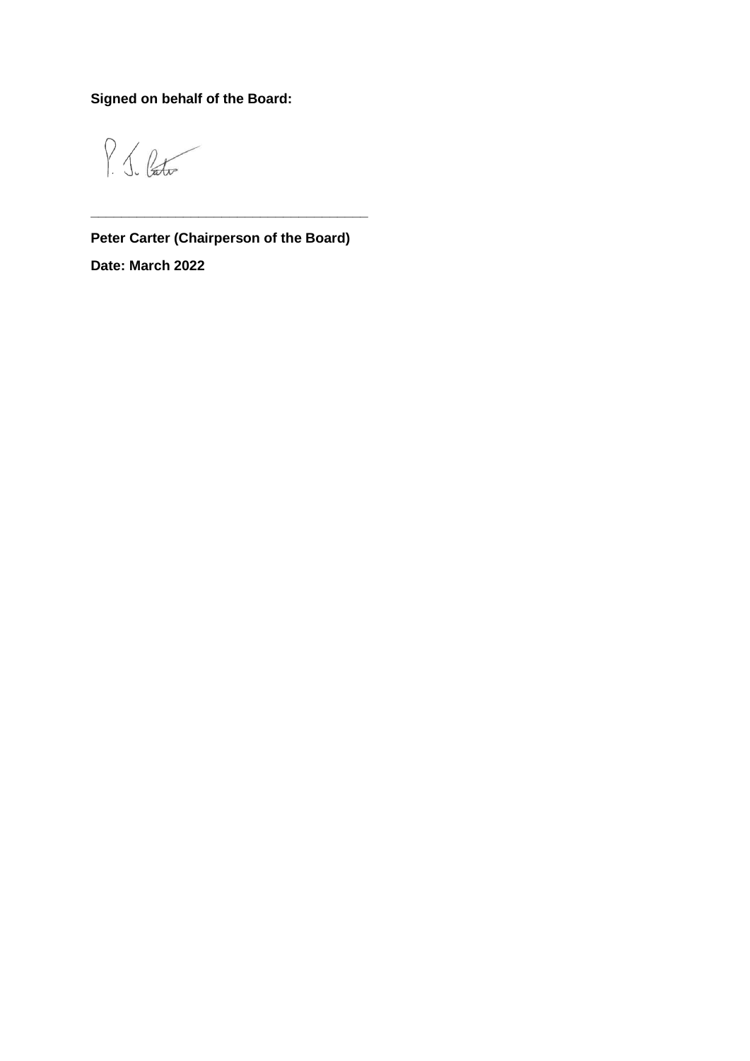**Signed on behalf of the Board:**

\_\_\_\_\_\_\_\_\_\_\_\_\_\_\_\_\_\_\_\_\_\_\_\_\_\_\_\_\_\_\_\_\_\_\_\_\_\_

**Peter Carter (Chairperson of the Board)**

**Date: March 2022**